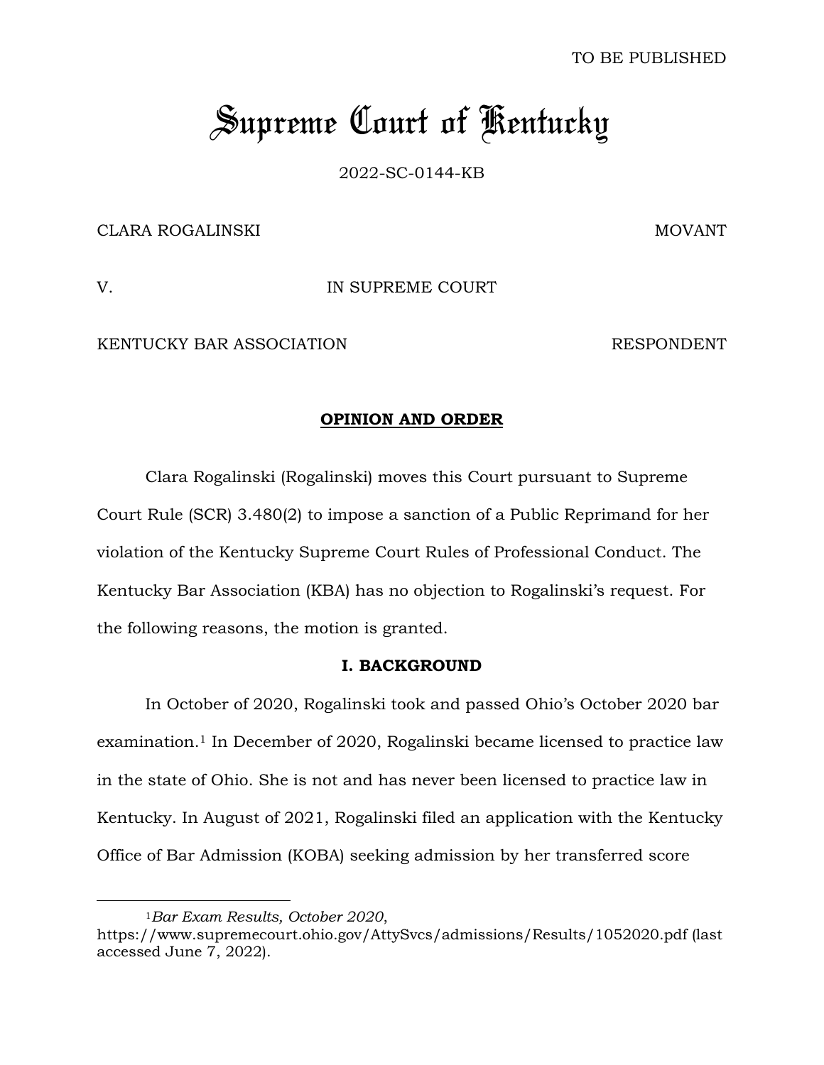TO BE PUBLISHED

# Supreme Court of Kentucky

2022-SC-0144-KB

CLARA ROGALINSKI MOVANT

V. IN SUPREME COURT

KENTUCKY BAR ASSOCIATION RESPONDENT

**OPINION AND ORDER**

Clara Rogalinski (Rogalinski) moves this Court pursuant to Supreme Court Rule (SCR) 3.480(2) to impose a sanction of a Public Reprimand for her violation of the Kentucky Supreme Court Rules of Professional Conduct. The Kentucky Bar Association (KBA) has no objection to Rogalinski's request. For the following reasons, the motion is granted.

## I. BACKGROUND

In October of 2020, Rogalinski took and passed Ohio's October 2020 bar examination.[1] In December of 2020, Rogalinski became licensed to practice law in the state of Ohio. She is not and has never been licensed to practice law in Kentucky. In August of 2021, Rogalinski filed an application with the Kentucky Office of Bar Admission (KOBA) seeking admission by her transferred score

---

[1] *Bar Exam Results, October 2020*, https://www.supremecourt.ohio.gov/AttySvcs/admissions/Results/1052020.pdf (last accessed June 7, 2022).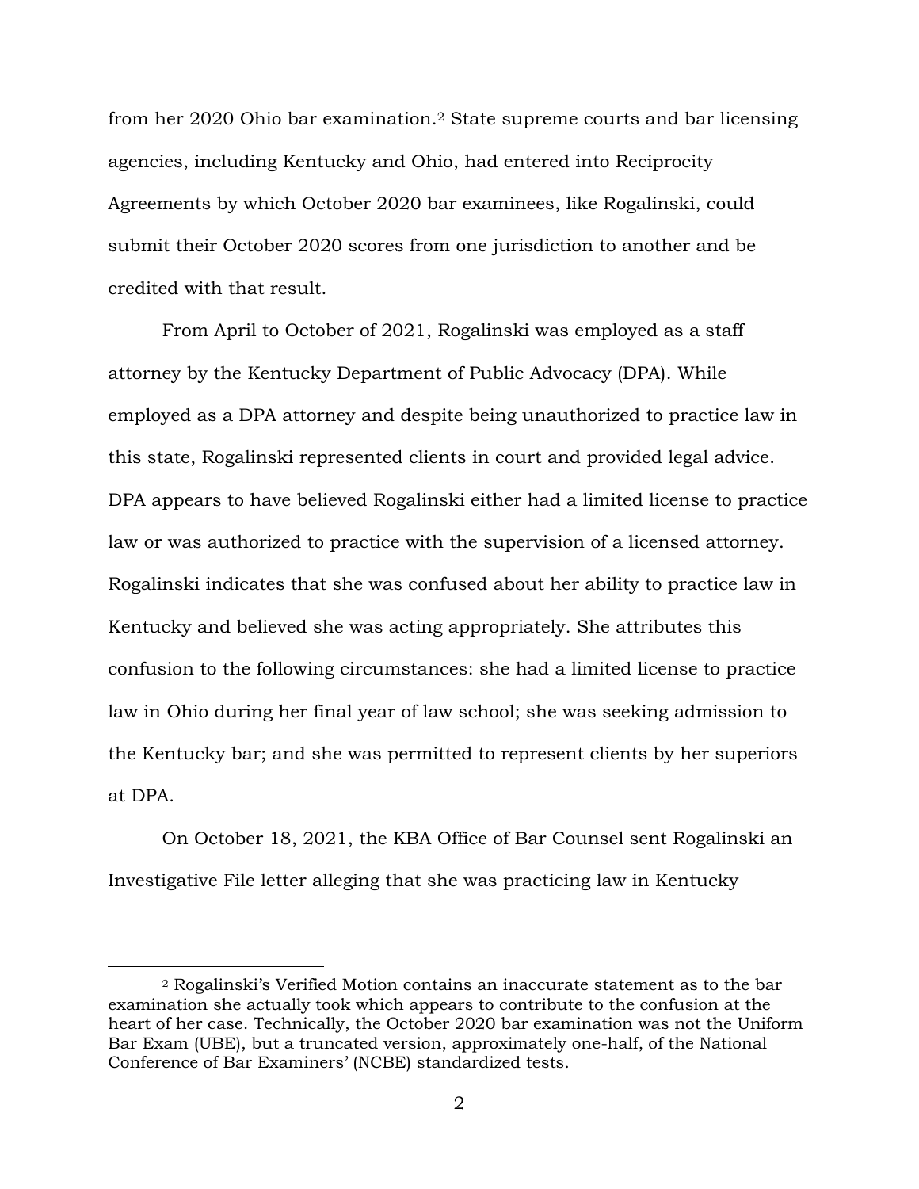from her 2020 Ohio bar examination.[2] State supreme courts and bar licensing agencies, including Kentucky and Ohio, had entered into Reciprocity Agreements by which October 2020 bar examinees, like Rogalinski, could submit their October 2020 scores from one jurisdiction to another and be credited with that result.

From April to October of 2021, Rogalinski was employed as a staff attorney by the Kentucky Department of Public Advocacy (DPA). While employed as a DPA attorney and despite being unauthorized to practice law in this state, Rogalinski represented clients in court and provided legal advice. DPA appears to have believed Rogalinski either had a limited license to practice law or was authorized to practice with the supervision of a licensed attorney. Rogalinski indicates that she was confused about her ability to practice law in Kentucky and believed she was acting appropriately. She attributes this confusion to the following circumstances: she had a limited license to practice law in Ohio during her final year of law school; she was seeking admission to the Kentucky bar; and she was permitted to represent clients by her superiors at DPA.

On October 18, 2021, the KBA Office of Bar Counsel sent Rogalinski an Investigative File letter alleging that she was practicing law in Kentucky

[2] Rogalinski's Verified Motion contains an inaccurate statement as to the bar examination she actually took which appears to contribute to the confusion at the heart of her case. Technically, the October 2020 bar examination was not the Uniform Bar Exam (UBE), but a truncated version, approximately one-half, of the National Conference of Bar Examiners' (NCBE) standardized tests.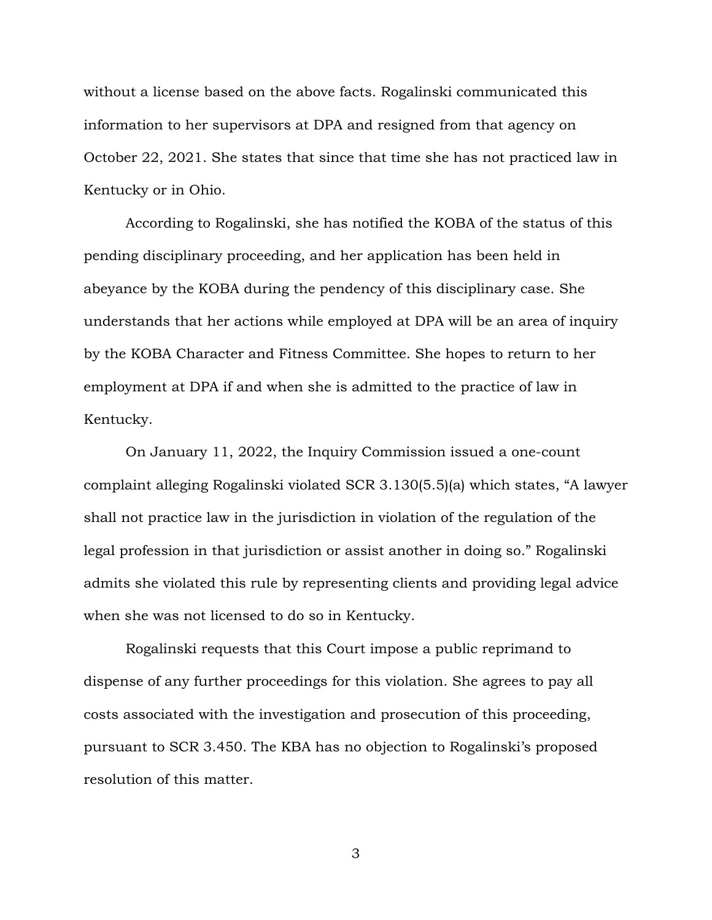without a license based on the above facts. Rogalinski communicated this information to her supervisors at DPA and resigned from that agency on October 22, 2021. She states that since that time she has not practiced law in Kentucky or in Ohio.

According to Rogalinski, she has notified the KOBA of the status of this pending disciplinary proceeding, and her application has been held in abeyance by the KOBA during the pendency of this disciplinary case. She understands that her actions while employed at DPA will be an area of inquiry by the KOBA Character and Fitness Committee. She hopes to return to her employment at DPA if and when she is admitted to the practice of law in Kentucky.

On January 11, 2022, the Inquiry Commission issued a one-count complaint alleging Rogalinski violated SCR 3.130(5.5)(a) which states, "A lawyer shall not practice law in the jurisdiction in violation of the regulation of the legal profession in that jurisdiction or assist another in doing so." Rogalinski admits she violated this rule by representing clients and providing legal advice when she was not licensed to do so in Kentucky.

Rogalinski requests that this Court impose a public reprimand to dispense of any further proceedings for this violation. She agrees to pay all costs associated with the investigation and prosecution of this proceeding, pursuant to SCR 3.450. The KBA has no objection to Rogalinski's proposed resolution of this matter.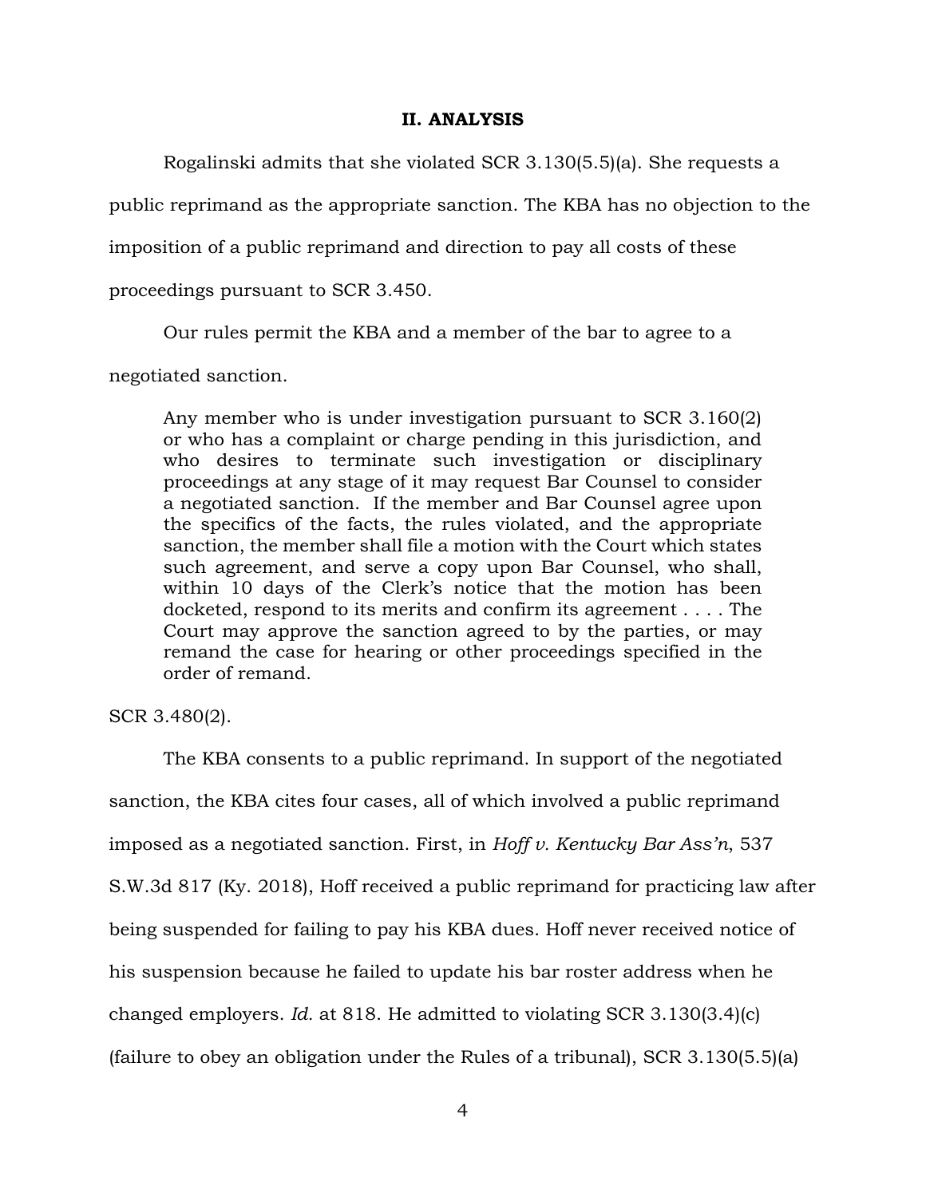## II. ANALYSIS

Rogalinski admits that she violated SCR 3.130(5.5)(a). She requests a public reprimand as the appropriate sanction. The KBA has no objection to the imposition of a public reprimand and direction to pay all costs of these proceedings pursuant to SCR 3.450.

Our rules permit the KBA and a member of the bar to agree to a negotiated sanction.

> Any member who is under investigation pursuant to SCR 3.160(2) or who has a complaint or charge pending in this jurisdiction, and who desires to terminate such investigation or disciplinary proceedings at any stage of it may request Bar Counsel to consider a negotiated sanction. If the member and Bar Counsel agree upon the specifics of the facts, the rules violated, and the appropriate sanction, the member shall file a motion with the Court which states such agreement, and serve a copy upon Bar Counsel, who shall, within 10 days of the Clerk's notice that the motion has been docketed, respond to its merits and confirm its agreement . . . . The Court may approve the sanction agreed to by the parties, or may remand the case for hearing or other proceedings specified in the order of remand.

SCR 3.480(2).

The KBA consents to a public reprimand. In support of the negotiated sanction, the KBA cites four cases, all of which involved a public reprimand imposed as a negotiated sanction. First, in *Hoff v. Kentucky Bar Ass'n*, 537 S.W.3d 817 (Ky. 2018), Hoff received a public reprimand for practicing law after being suspended for failing to pay his KBA dues. Hoff never received notice of his suspension because he failed to update his bar roster address when he changed employers. *Id.* at 818. He admitted to violating SCR 3.130(3.4)(c) (failure to obey an obligation under the Rules of a tribunal), SCR 3.130(5.5)(a)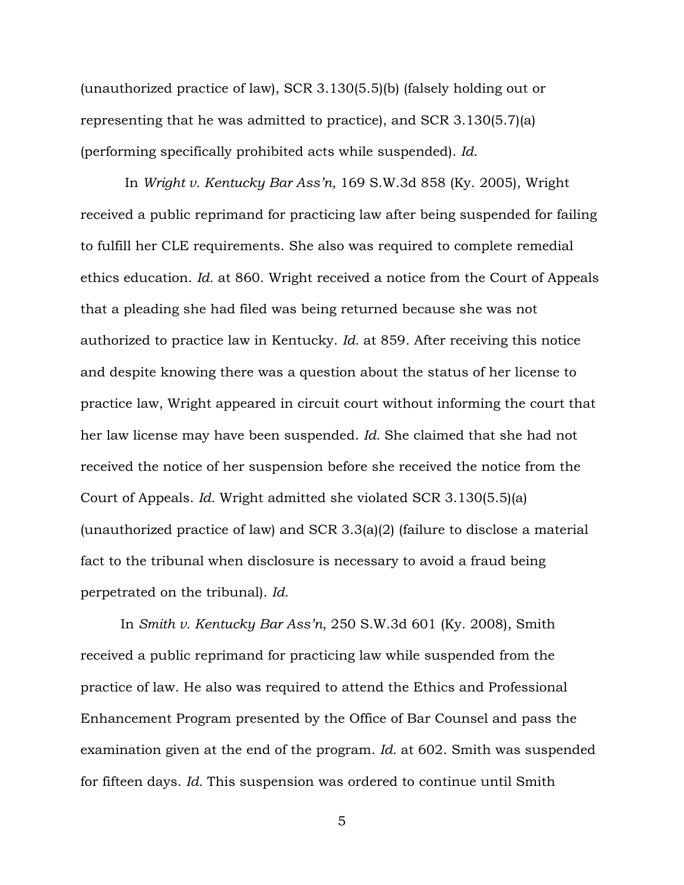(unauthorized practice of law), SCR 3.130(5.5)(b) (falsely holding out or representing that he was admitted to practice), and SCR 3.130(5.7)(a) (performing specifically prohibited acts while suspended). *Id*.

In *Wright v. Kentucky Bar Ass'n,* 169 S.W.3d 858 (Ky. 2005), Wright received a public reprimand for practicing law after being suspended for failing to fulfill her CLE requirements. She also was required to complete remedial ethics education. *Id.* at 860. Wright received a notice from the Court of Appeals that a pleading she had filed was being returned because she was not authorized to practice law in Kentucky. *Id.* at 859. After receiving this notice and despite knowing there was a question about the status of her license to practice law, Wright appeared in circuit court without informing the court that her law license may have been suspended. *Id.* She claimed that she had not received the notice of her suspension before she received the notice from the Court of Appeals. *Id.* Wright admitted she violated SCR 3.130(5.5)(a) (unauthorized practice of law) and SCR 3.3(a)(2) (failure to disclose a material fact to the tribunal when disclosure is necessary to avoid a fraud being perpetrated on the tribunal). *Id.*

In *Smith v. Kentucky Bar Ass'n*, 250 S.W.3d 601 (Ky. 2008), Smith received a public reprimand for practicing law while suspended from the practice of law. He also was required to attend the Ethics and Professional Enhancement Program presented by the Office of Bar Counsel and pass the examination given at the end of the program. *Id.* at 602. Smith was suspended for fifteen days. *Id.* This suspension was ordered to continue until Smith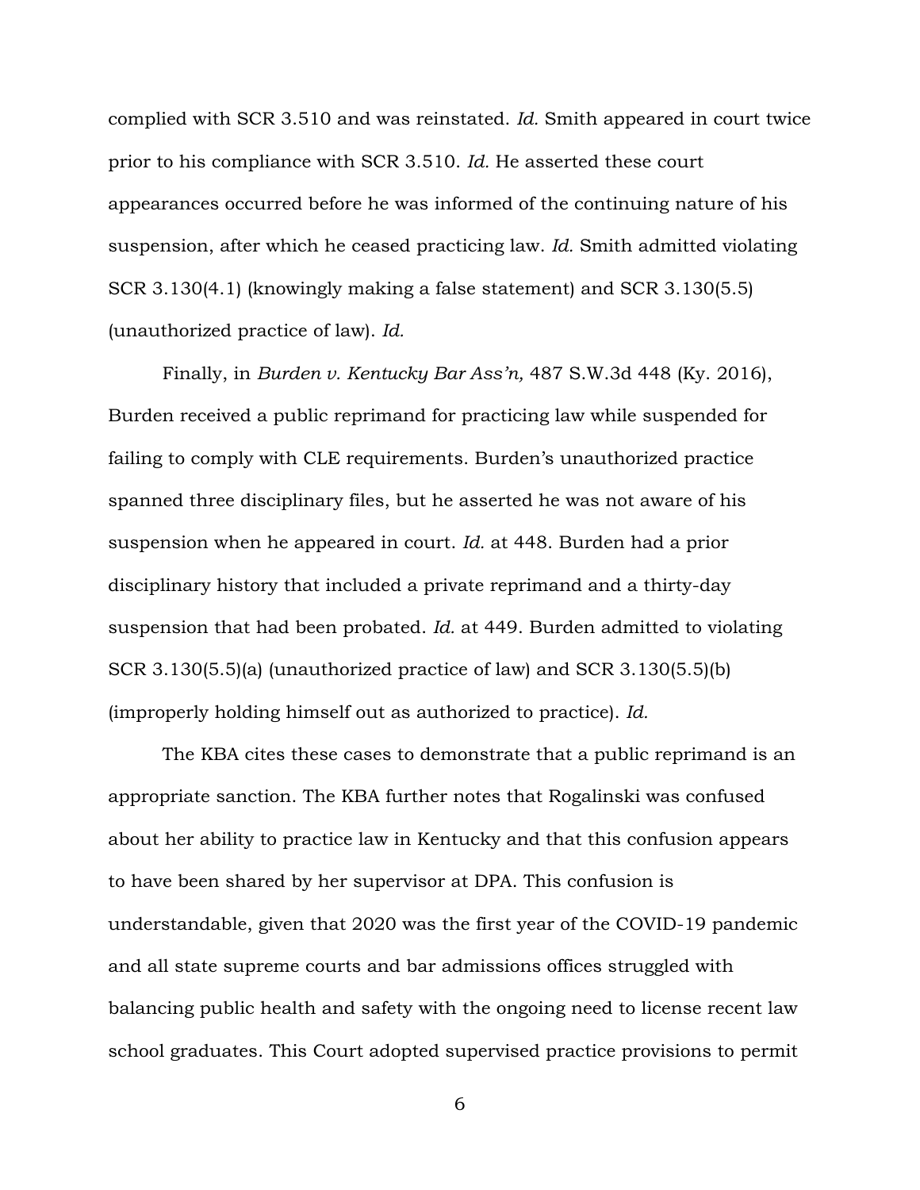complied with SCR 3.510 and was reinstated. *Id.* Smith appeared in court twice prior to his compliance with SCR 3.510. *Id.* He asserted these court appearances occurred before he was informed of the continuing nature of his suspension, after which he ceased practicing law. *Id.* Smith admitted violating SCR 3.130(4.1) (knowingly making a false statement) and SCR 3.130(5.5) (unauthorized practice of law). *Id.*

Finally, in *Burden v. Kentucky Bar Ass'n,* 487 S.W.3d 448 (Ky. 2016), Burden received a public reprimand for practicing law while suspended for failing to comply with CLE requirements. Burden's unauthorized practice spanned three disciplinary files, but he asserted he was not aware of his suspension when he appeared in court. *Id.* at 448. Burden had a prior disciplinary history that included a private reprimand and a thirty-day suspension that had been probated. *Id.* at 449. Burden admitted to violating SCR 3.130(5.5)(a) (unauthorized practice of law) and SCR 3.130(5.5)(b) (improperly holding himself out as authorized to practice). *Id.*

The KBA cites these cases to demonstrate that a public reprimand is an appropriate sanction. The KBA further notes that Rogalinski was confused about her ability to practice law in Kentucky and that this confusion appears to have been shared by her supervisor at DPA. This confusion is understandable, given that 2020 was the first year of the COVID-19 pandemic and all state supreme courts and bar admissions offices struggled with balancing public health and safety with the ongoing need to license recent law school graduates. This Court adopted supervised practice provisions to permit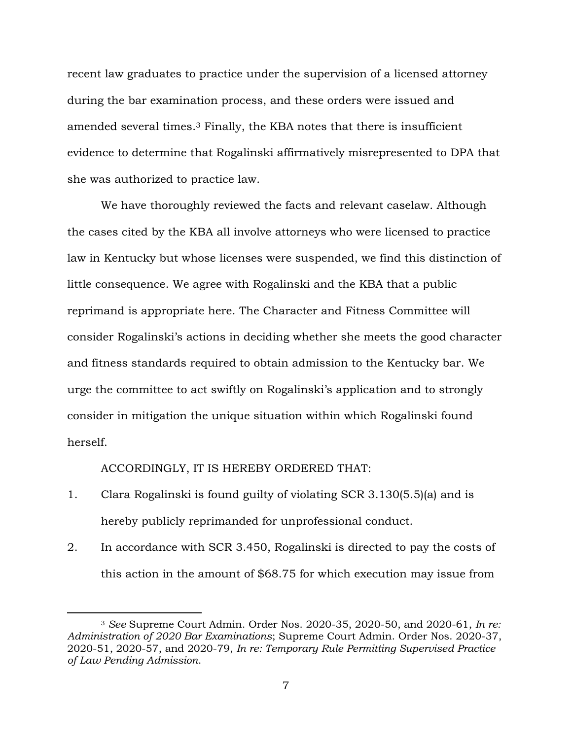recent law graduates to practice under the supervision of a licensed attorney during the bar examination process, and these orders were issued and amended several times.[3] Finally, the KBA notes that there is insufficient evidence to determine that Rogalinski affirmatively misrepresented to DPA that she was authorized to practice law.

We have thoroughly reviewed the facts and relevant caselaw. Although the cases cited by the KBA all involve attorneys who were licensed to practice law in Kentucky but whose licenses were suspended, we find this distinction of little consequence. We agree with Rogalinski and the KBA that a public reprimand is appropriate here. The Character and Fitness Committee will consider Rogalinski's actions in deciding whether she meets the good character and fitness standards required to obtain admission to the Kentucky bar. We urge the committee to act swiftly on Rogalinski's application and to strongly consider in mitigation the unique situation within which Rogalinski found herself.

ACCORDINGLY, IT IS HEREBY ORDERED THAT:

1. Clara Rogalinski is found guilty of violating SCR 3.130(5.5)(a) and is hereby publicly reprimanded for unprofessional conduct.
2. In accordance with SCR 3.450, Rogalinski is directed to pay the costs of this action in the amount of $68.75 for which execution may issue from

---

[3] *See* Supreme Court Admin. Order Nos. 2020-35, 2020-50, and 2020-61, *In re: Administration of 2020 Bar Examinations*; Supreme Court Admin. Order Nos. 2020-37, 2020-51, 2020-57, and 2020-79, *In re: Temporary Rule Permitting Supervised Practice of Law Pending Admission.*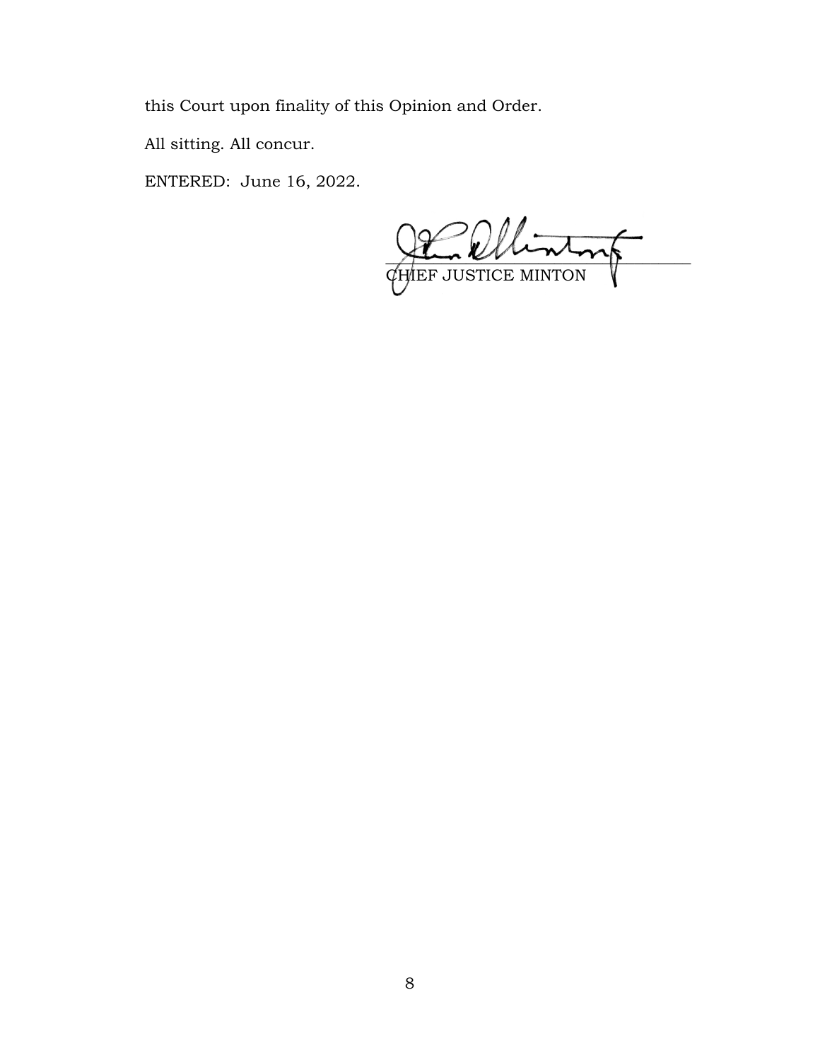this Court upon finality of this Opinion and Order.

All sitting. All concur.

ENTERED: June 16, 2022.

CHIEF JUSTICE MINTON